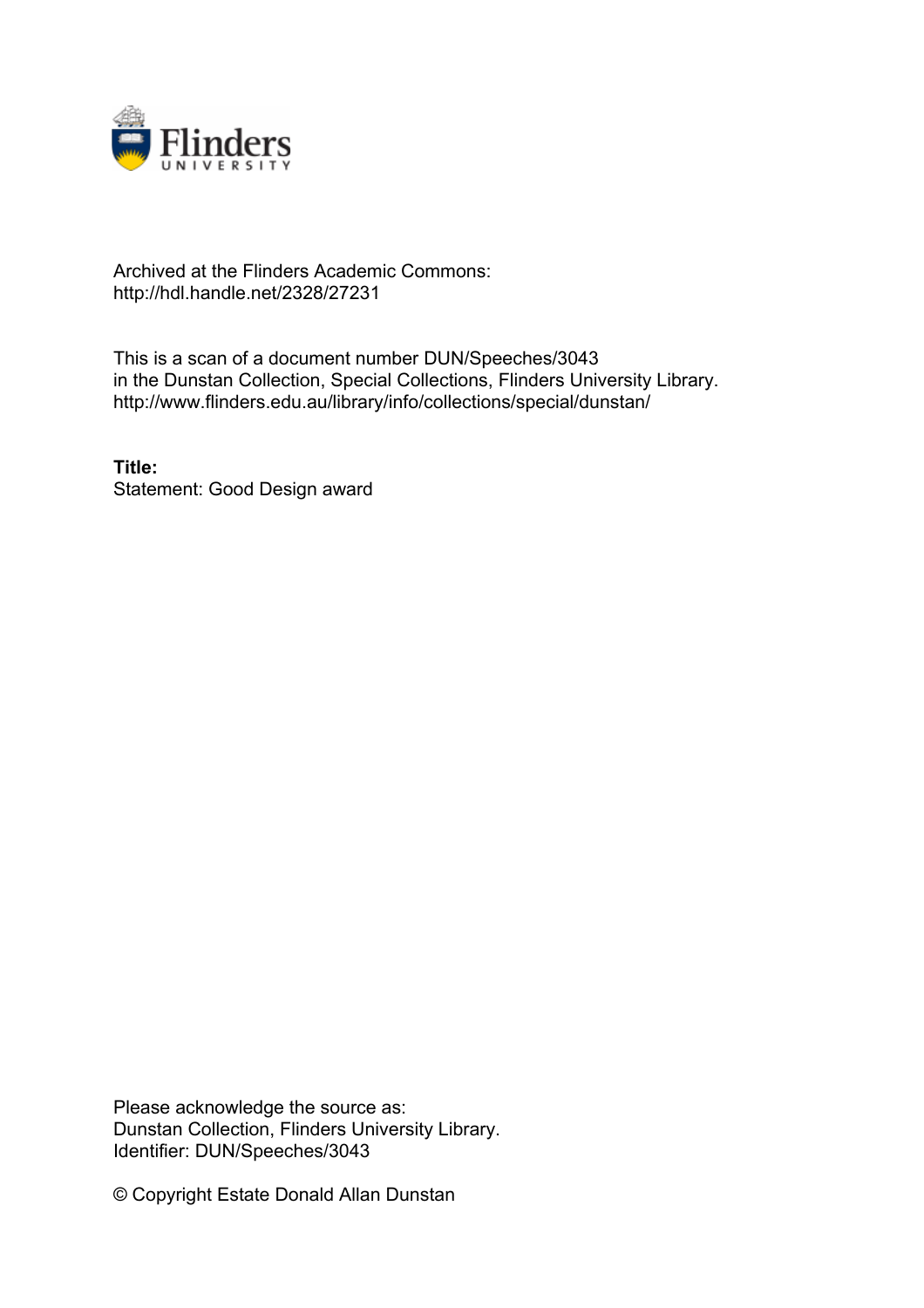Archived at the Flinders Academic Commons:
http://hdl.handle.net/2328/27231

This is a scan of a document number DUN/Speeches/3043
in the Dunstan Collection, Special Collections, Flinders University Library.
http://www.flinders.edu.au/library/info/collections/special/dunstan/

**Title:**
Statement: Good Design award

Please acknowledge the source as:
Dunstan Collection, Flinders University Library.
Identifier: DUN/Speeches/3043

© Copyright Estate Donald Allan Dunstan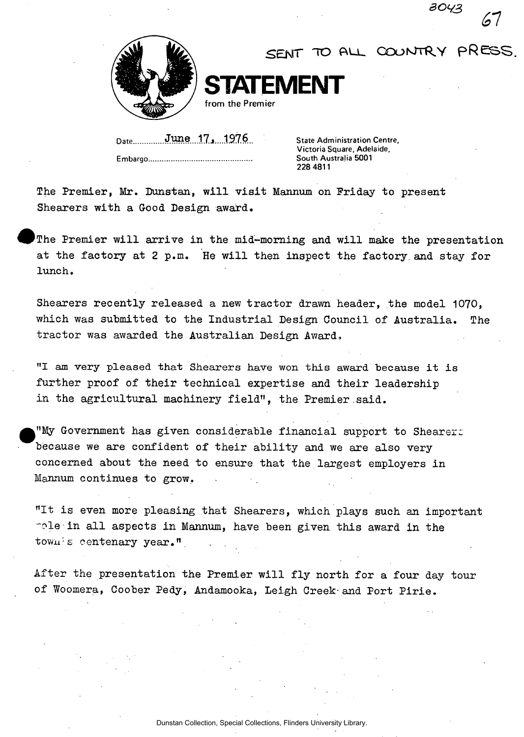3043

SENT TO ALL COUNTRY PRESS.

# STATEMENT

from the Premier

Date June 17, 1976

Embargo

State Administration Centre,
Victoria Square, Adelaide,
South Australia 5001
228 4811

The Premier, Mr. Dunstan, will visit Mannum on Friday to present Shearers with a Good Design award.

The Premier will arrive in the mid-morning and will make the presentation at the factory at 2 p.m. He will then inspect the factory and stay for lunch.

Shearers recently released a new tractor drawn header, the model 1070, which was submitted to the Industrial Design Council of Australia. The tractor was awarded the Australian Design Award.

"I am very pleased that Shearers have won this award because it is further proof of their technical expertise and their leadership in the agricultural machinery field", the Premier said.

"My Government has given considerable financial support to Shearers because we are confident of their ability and we are also very concerned about the need to ensure that the largest employers in Mannum continues to grow.

"It is even more pleasing that Shearers, which plays such an important role in all aspects in Mannum, have been given this award in the town's centenary year."

After the presentation the Premier will fly north for a four day tour of Woomera, Coober Pedy, Andamooka, Leigh Creek and Port Pirie.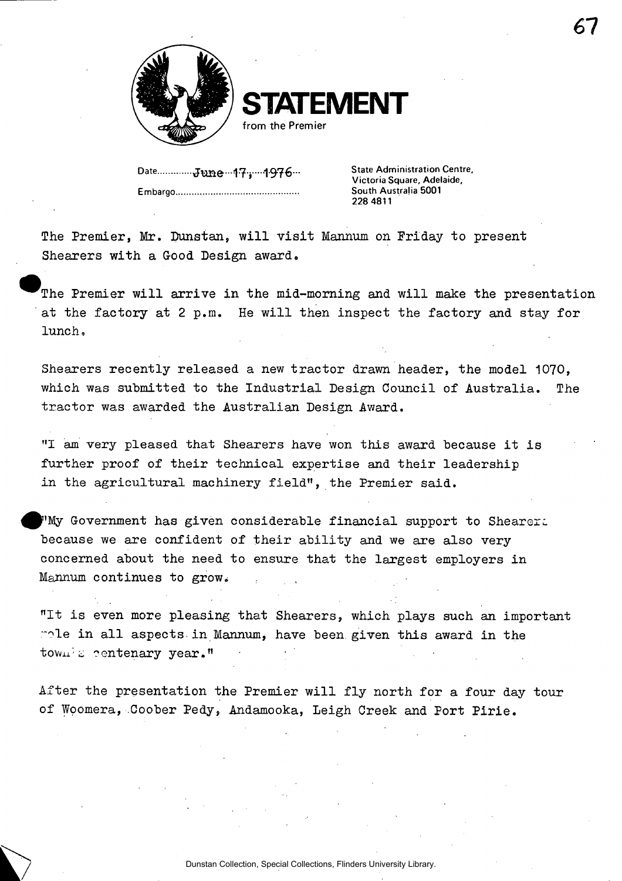# STATEMENT

from the Premier

Date............June 17, 1976...

Embargo..............................................

State Administration Centre,
Victoria Square, Adelaide,
South Australia 5001
228 4811

The Premier, Mr. Dunstan, will visit Mannum on Friday to present Shearers with a Good Design award.

The Premier will arrive in the mid-morning and will make the presentation at the factory at 2 p.m. He will then inspect the factory and stay for lunch.

Shearers recently released a new tractor drawn header, the model 1070, which was submitted to the Industrial Design Council of Australia. The tractor was awarded the Australian Design Award.

"I am very pleased that Shearers have won this award because it is further proof of their technical expertise and their leadership in the agricultural machinery field", the Premier said.

"My Government has given considerable financial support to Shearers because we are confident of their ability and we are also very concerned about the need to ensure that the largest employers in Mannum continues to grow.

"It is even more pleasing that Shearers, which plays such an important role in all aspects in Mannum, have been given this award in the town's centenary year."

After the presentation the Premier will fly north for a four day tour of Woomera, Coober Pedy, Andamooka, Leigh Creek and Port Pirie.

Dunstan Collection, Special Collections, Flinders University Library.